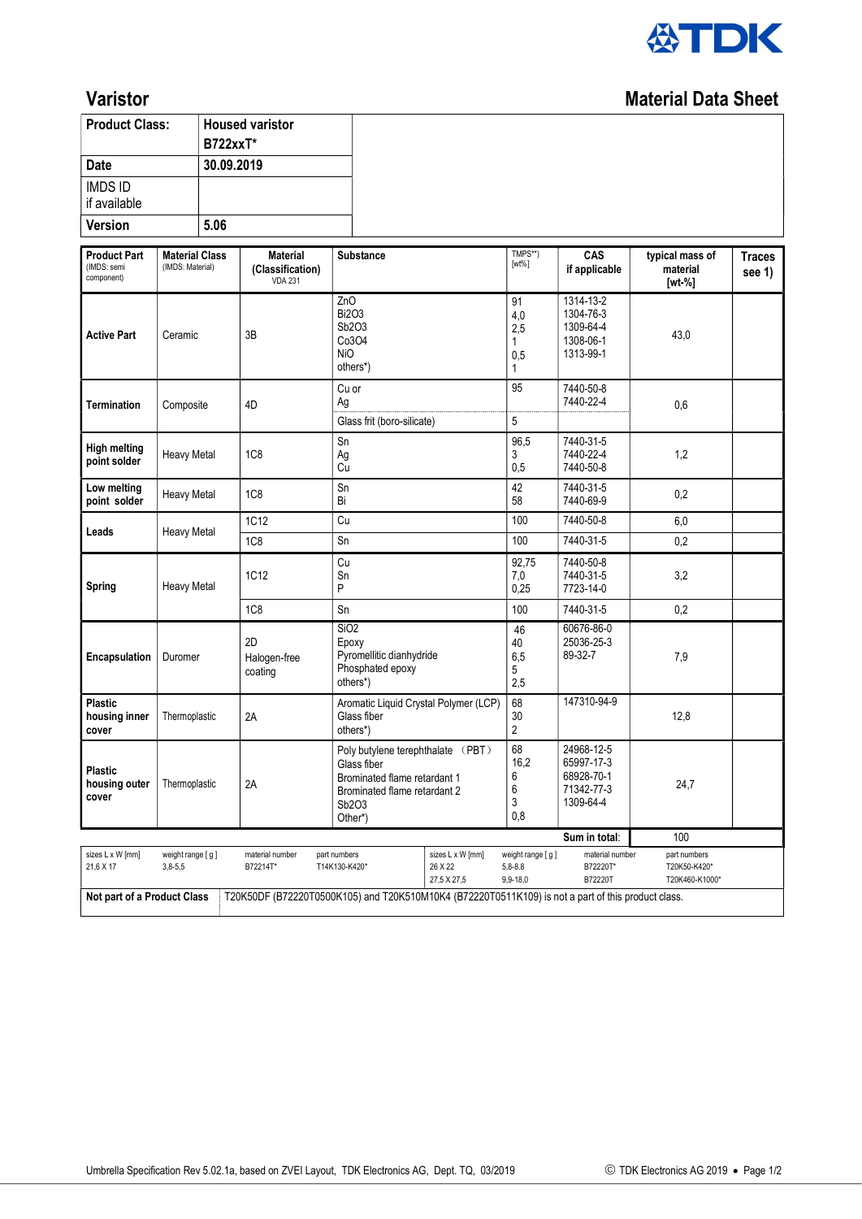# Varistor

## Material Data Sheet

| Product Class: | Housed varistor B722xxT* |
|---|---|
| Date | 30.09.2019 |
| IMDS ID if available | |
| Version | 5.06 |

| Product Part (IMDS: semi component) | Material Class (IMDS: Material) | Material (Classification) VDA 231 | Substance | TMPS**) [wt%] | CAS if applicable | typical mass of material [wt-%] | Traces see 1) |
|---|---|---|---|---|---|---|---|
| Active Part | Ceramic | 3B | ZnO<br>Bi2O3<br>Sb2O3<br>Co3O4<br>NiO<br>others*) | 91<br>4,0<br>2,5<br>1<br>0,5<br>1 | 1314-13-2<br>1304-76-3<br>1309-64-4<br>1308-06-1<br>1313-99-1 | 43,0 | |
| Termination | Composite | 4D | Cu or<br>Ag | 95 | 7440-50-8<br>7440-22-4 | 0,6 | |
| | | | Glass frit (boro-silicate) | 5 | | | |
| High melting point solder | Heavy Metal | 1C8 | Sn<br>Ag<br>Cu | 96,5<br>3<br>0,5 | 7440-31-5<br>7440-22-4<br>7440-50-8 | 1,2 | |
| Low melting point solder | Heavy Metal | 1C8 | Sn<br>Bi | 42<br>58 | 7440-31-5<br>7440-69-9 | 0,2 | |
| Leads | Heavy Metal | 1C12 | Cu | 100 | 7440-50-8 | 6,0 | |
| | | 1C8 | Sn | 100 | 7440-31-5 | 0,2 | |
| Spring | Heavy Metal | 1C12 | Cu<br>Sn<br>P | 92,75<br>7,0<br>0,25 | 7440-50-8<br>7440-31-5<br>7723-14-0 | 3,2 | |
| | | 1C8 | Sn | 100 | 7440-31-5 | 0,2 | |
| Encapsulation | Duromer | 2D<br>Halogen-free coating | SiO2<br>Epoxy<br>Pyromellitic dianhydride<br>Phosphated epoxy<br>others*) | 46<br>40<br>6,5<br>5<br>2,5 | 60676-86-0<br>25036-25-3<br>89-32-7 | 7,9 | |
| Plastic housing inner cover | Thermoplastic | 2A | Aromatic Liquid Crystal Polymer (LCP)<br>Glass fiber<br>others*) | 68<br>30<br>2 | 147310-94-9 | 12,8 | |
| Plastic housing outer cover | Thermoplastic | 2A | Poly butylene terephthalate （PBT）<br>Glass fiber<br>Brominated flame retardant 1<br>Brominated flame retardant 2<br>Sb2O3<br>Other*) | 68<br>16,2<br>6<br>6<br>3<br>0,8 | 24968-12-5<br>65997-17-3<br>68928-70-1<br>71342-77-3<br>1309-64-4 | 24,7 | |
| | | | | | Sum in total: | 100 | |

| sizes L x W [mm] | weight range [ g ] | material number | part numbers | sizes L x W [mm] | weight range [ g ] | material number | part numbers |
|---|---|---|---|---|---|---|---|
| 21,6 X 17 | 3,8-5,5 | B72214T* | T14K130-K420* | 26 X 22 | 5,8-8.8 | B72220T* | T20K50-K420* |
| | | | | 27,5 X 27,5 | 9,9-18,0 | B72220T | T20K460-K1000* |

**Not part of a Product Class** T20K50DF (B72220T0500K105) and T20K510M10K4 (B72220T0511K109) is not a part of this product class.

Umbrella Specification Rev 5.02.1a, based on ZVEI Layout, TDK Electronics AG, Dept. TQ, 03/2019 © TDK Electronics AG 2019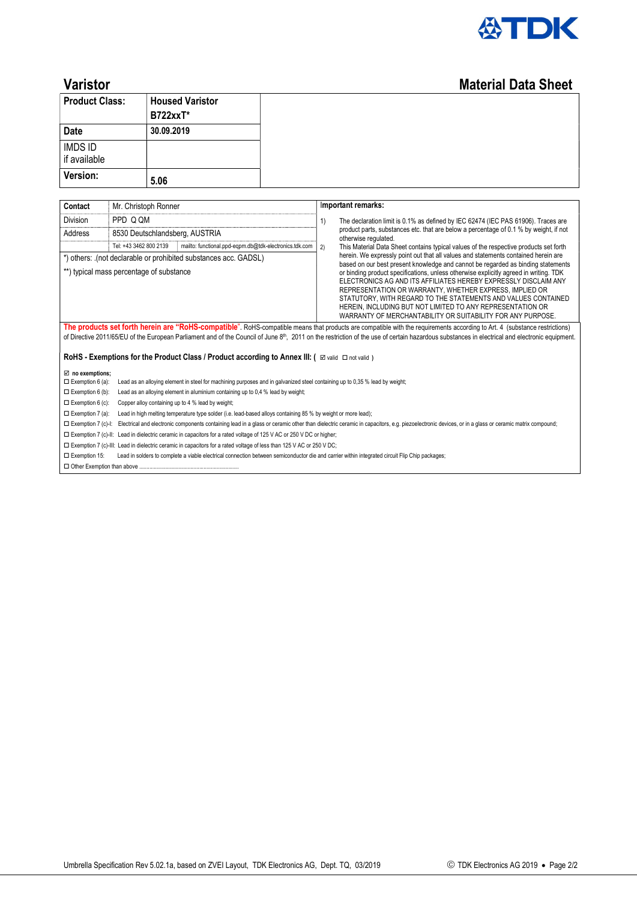TDK

## Varistor

## Material Data Sheet

| | |
|---|---|
| **Product Class:** | **Housed Varistor B722xxT*** |
| **Date** | **30.09.2019** |
| IMDS ID if available | |
| **Version:** | **5.06** |

| | | |
|---|---|---|
| **Contact** | Mr. Christoph Ronner | |
| Division | PPD Q QM | |
| Address | 8530 Deutschlandsberg, AUSTRIA | |
| | Tel: +43 3462 800 2139 | mailto: functional.ppd-eqpm.db@tdk-electronics.tdk.com |

*) others: .(not declarable or prohibited substances acc. GADSL)

**) typical mass percentage of substance

**Important remarks:**

1) The declaration limit is 0.1% as defined by IEC 62474 (IEC PAS 61906). Traces are product parts, substances etc. that are below a percentage of 0.1 % by weight, if not otherwise regulated.

2) This Material Data Sheet contains typical values of the respective products set forth herein. We expressly point out that all values and statements contained herein are based on our best present knowledge and cannot be regarded as binding statements or binding product specifications, unless otherwise explicitly agreed in writing. TDK ELECTRONICS AG AND ITS AFFILIATES HEREBY EXPRESSLY DISCLAIM ANY REPRESENTATION OR WARRANTY, WHETHER EXPRESS, IMPLIED OR STATUTORY, WITH REGARD TO THE STATEMENTS AND VALUES CONTAINED HEREIN, INCLUDING BUT NOT LIMITED TO ANY REPRESENTATION OR WARRANTY OF MERCHANTABILITY OR SUITABILITY FOR ANY PURPOSE.

**The products set forth herein are "RoHS-compatible"**. RoHS-compatible means that products are compatible with the requirements according to Art. 4 (substance restrictions) of Directive 2011/65/EU of the European Parliament and of the Council of June 8th, 2011 on the restriction of the use of certain hazardous substances in electrical and electronic equipment.

**RoHS - Exemptions for the Product Class / Product according to Annex III: (** ☑ valid ☐ not valid **)**

☑ **no exemptions;**

☐ Exemption 6 (a): Lead as an alloying element in steel for machining purposes and in galvanized steel containing up to 0,35 % lead by weight;

☐ Exemption 6 (b): Lead as an alloying element in aluminium containing up to 0,4 % lead by weight;

☐ Exemption 6 (c): Copper alloy containing up to 4 % lead by weight;

☐ Exemption 7 (a): Lead in high melting temperature type solder (i.e. lead-based alloys containing 85 % by weight or more lead);

☐ Exemption 7 (c)-I: Electrical and electronic components containing lead in a glass or ceramic other than dielectric ceramic in capacitors, e.g. piezoelectronic devices, or in a glass or ceramic matrix compound;

☐ Exemption 7 (c)-II: Lead in dielectric ceramic in capacitors for a rated voltage of 125 V AC or 250 V DC or higher;

☐ Exemption 7 (c)-III: Lead in dielectric ceramic in capacitors for a rated voltage of less than 125 V AC or 250 V DC;

☐ Exemption 15: Lead in solders to complete a viable electrical connection between semiconductor die and carrier within integrated circuit Flip Chip packages;

☐ Other Exemption than above ..........................................................................

Umbrella Specification Rev 5.02.1a, based on ZVEI Layout, TDK Electronics AG, Dept. TQ, 03/2019

© TDK Electronics AG 2019